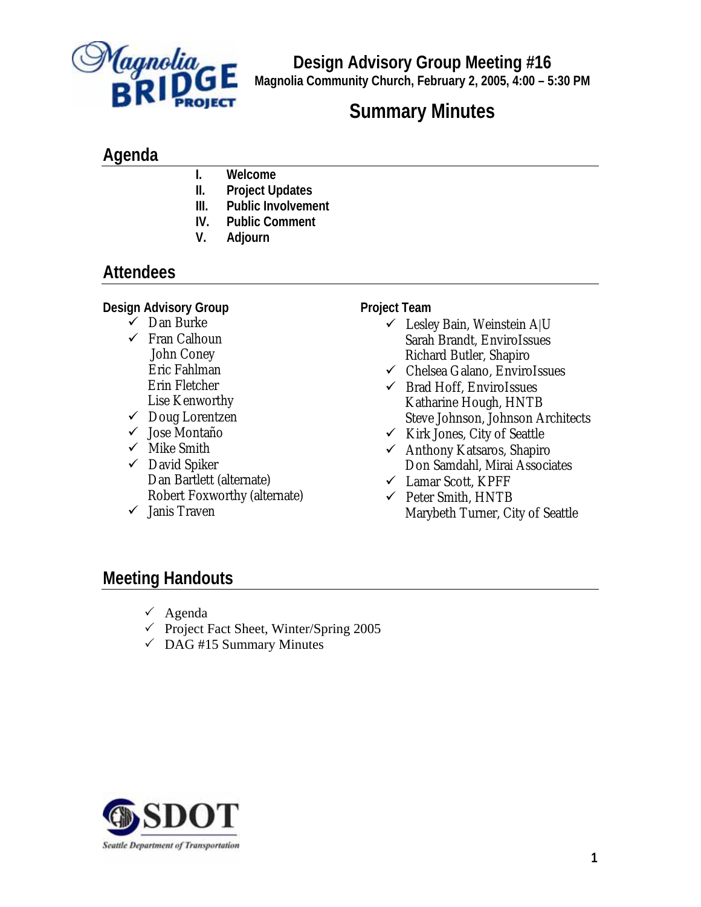# Design Advisory Group Meeting #16

**Magnolia Community Church, February 2, 2005, 4:00 – 5:30 PM**

# Summary Minutes

## Agenda

- I. **Welcome**
- II. **Project Updates**
- III. **Public Involvement**
- IV. **Public Comment**
- V. **Adjourn**

## Attendees

### Design Advisory Group

- ✓ Dan Burke
- ✓ Fran Calhoun
- John Coney
- Eric Fahlman
- Erin Fletcher
- Lise Kenworthy
- ✓ Doug Lorentzen
- ✓ Jose Montaño
- ✓ Mike Smith
- ✓ David Spiker
- Dan Bartlett (alternate)
- Robert Foxworthy (alternate)
- ✓ Janis Traven

### Project Team

- ✓ Lesley Bain, Weinstein A|U
- Sarah Brandt, EnviroIssues
- Richard Butler, Shapiro
- ✓ Chelsea Galano, EnviroIssues
- ✓ Brad Hoff, EnviroIssues
- Katharine Hough, HNTB
- Steve Johnson, Johnson Architects
- ✓ Kirk Jones, City of Seattle
- ✓ Anthony Katsaros, Shapiro
- Don Samdahl, Mirai Associates
- ✓ Lamar Scott, KPFF
- ✓ Peter Smith, HNTB
- Marybeth Turner, City of Seattle

## Meeting Handouts

- ✓ Agenda
- ✓ Project Fact Sheet, Winter/Spring 2005
- ✓ DAG #15 Summary Minutes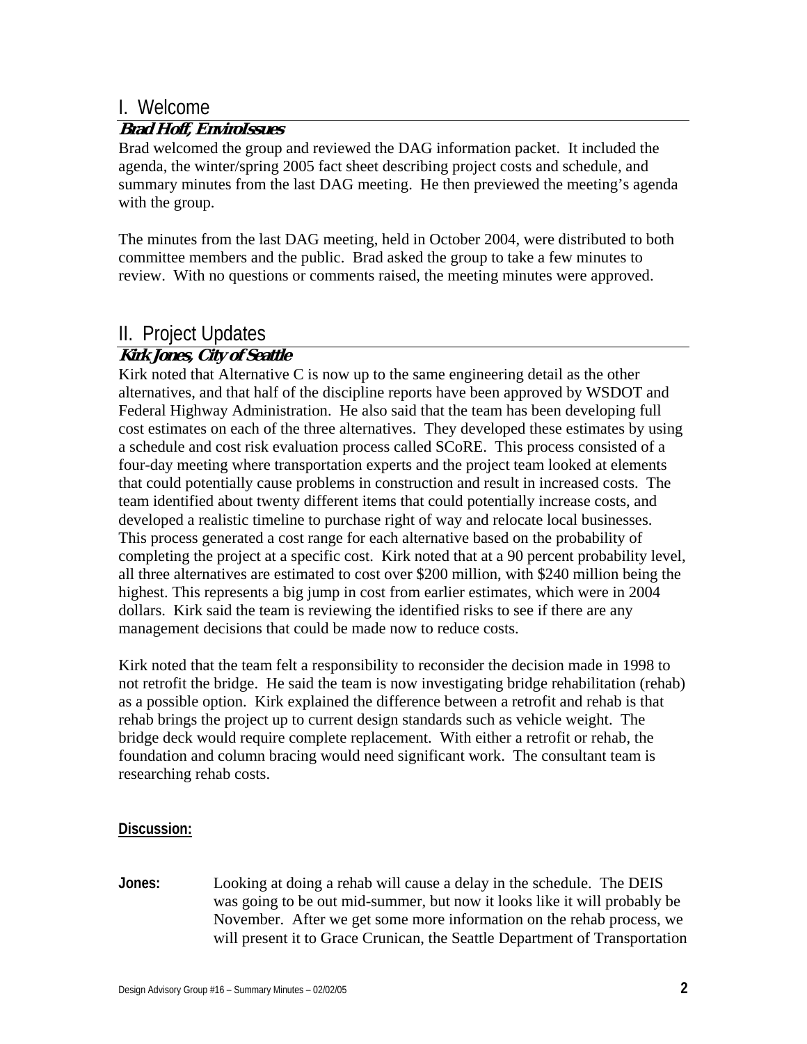## I. Welcome

***Brad Hoff, EnviroIssues***

Brad welcomed the group and reviewed the DAG information packet. It included the agenda, the winter/spring 2005 fact sheet describing project costs and schedule, and summary minutes from the last DAG meeting. He then previewed the meeting's agenda with the group.

The minutes from the last DAG meeting, held in October 2004, were distributed to both committee members and the public. Brad asked the group to take a few minutes to review. With no questions or comments raised, the meeting minutes were approved.

## II. Project Updates

***Kirk Jones, City of Seattle***

Kirk noted that Alternative C is now up to the same engineering detail as the other alternatives, and that half of the discipline reports have been approved by WSDOT and Federal Highway Administration. He also said that the team has been developing full cost estimates on each of the three alternatives. They developed these estimates by using a schedule and cost risk evaluation process called SCoRE. This process consisted of a four-day meeting where transportation experts and the project team looked at elements that could potentially cause problems in construction and result in increased costs. The team identified about twenty different items that could potentially increase costs, and developed a realistic timeline to purchase right of way and relocate local businesses. This process generated a cost range for each alternative based on the probability of completing the project at a specific cost. Kirk noted that at a 90 percent probability level, all three alternatives are estimated to cost over $200 million, with $240 million being the highest. This represents a big jump in cost from earlier estimates, which were in 2004 dollars. Kirk said the team is reviewing the identified risks to see if there are any management decisions that could be made now to reduce costs.

Kirk noted that the team felt a responsibility to reconsider the decision made in 1998 to not retrofit the bridge. He said the team is now investigating bridge rehabilitation (rehab) as a possible option. Kirk explained the difference between a retrofit and rehab is that rehab brings the project up to current design standards such as vehicle weight. The bridge deck would require complete replacement. With either a retrofit or rehab, the foundation and column bracing would need significant work. The consultant team is researching rehab costs.

**Discussion:**

**Jones:** Looking at doing a rehab will cause a delay in the schedule. The DEIS was going to be out mid-summer, but now it looks like it will probably be November. After we get some more information on the rehab process, we will present it to Grace Crunican, the Seattle Department of Transportation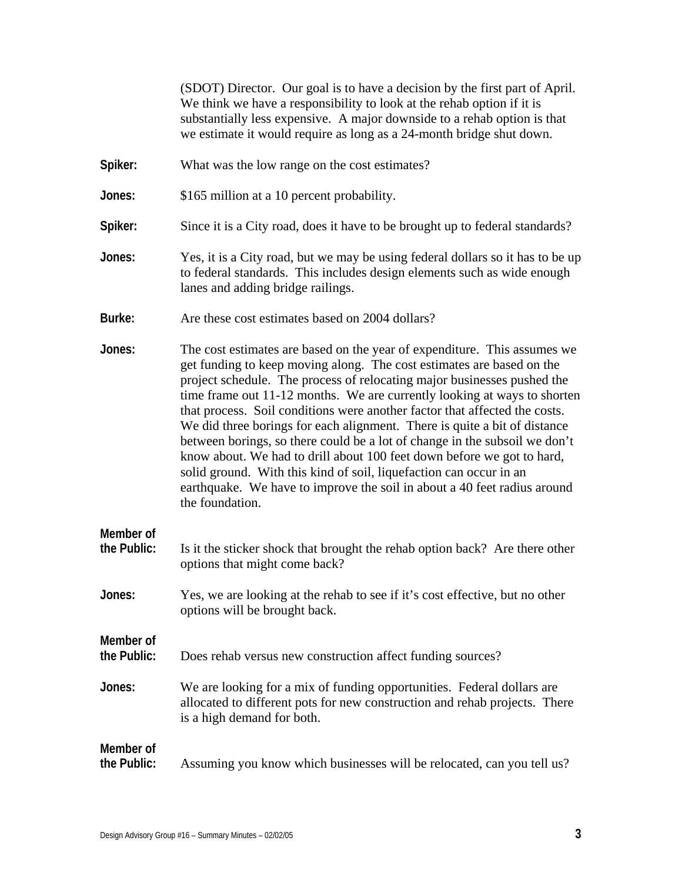(SDOT) Director. Our goal is to have a decision by the first part of April. We think we have a responsibility to look at the rehab option if it is substantially less expensive. A major downside to a rehab option is that we estimate it would require as long as a 24-month bridge shut down.

**Spiker:** What was the low range on the cost estimates?

**Jones:** $165 million at a 10 percent probability.

**Spiker:** Since it is a City road, does it have to be brought up to federal standards?

**Jones:** Yes, it is a City road, but we may be using federal dollars so it has to be up to federal standards. This includes design elements such as wide enough lanes and adding bridge railings.

**Burke:** Are these cost estimates based on 2004 dollars?

**Jones:** The cost estimates are based on the year of expenditure. This assumes we get funding to keep moving along. The cost estimates are based on the project schedule. The process of relocating major businesses pushed the time frame out 11-12 months. We are currently looking at ways to shorten that process. Soil conditions were another factor that affected the costs. We did three borings for each alignment. There is quite a bit of distance between borings, so there could be a lot of change in the subsoil we don't know about. We had to drill about 100 feet down before we got to hard, solid ground. With this kind of soil, liquefaction can occur in an earthquake. We have to improve the soil in about a 40 feet radius around the foundation.

**Member of the Public:** Is it the sticker shock that brought the rehab option back? Are there other options that might come back?

**Jones:** Yes, we are looking at the rehab to see if it's cost effective, but no other options will be brought back.

**Member of the Public:** Does rehab versus new construction affect funding sources?

**Jones:** We are looking for a mix of funding opportunities. Federal dollars are allocated to different pots for new construction and rehab projects. There is a high demand for both.

**Member of the Public:** Assuming you know which businesses will be relocated, can you tell us?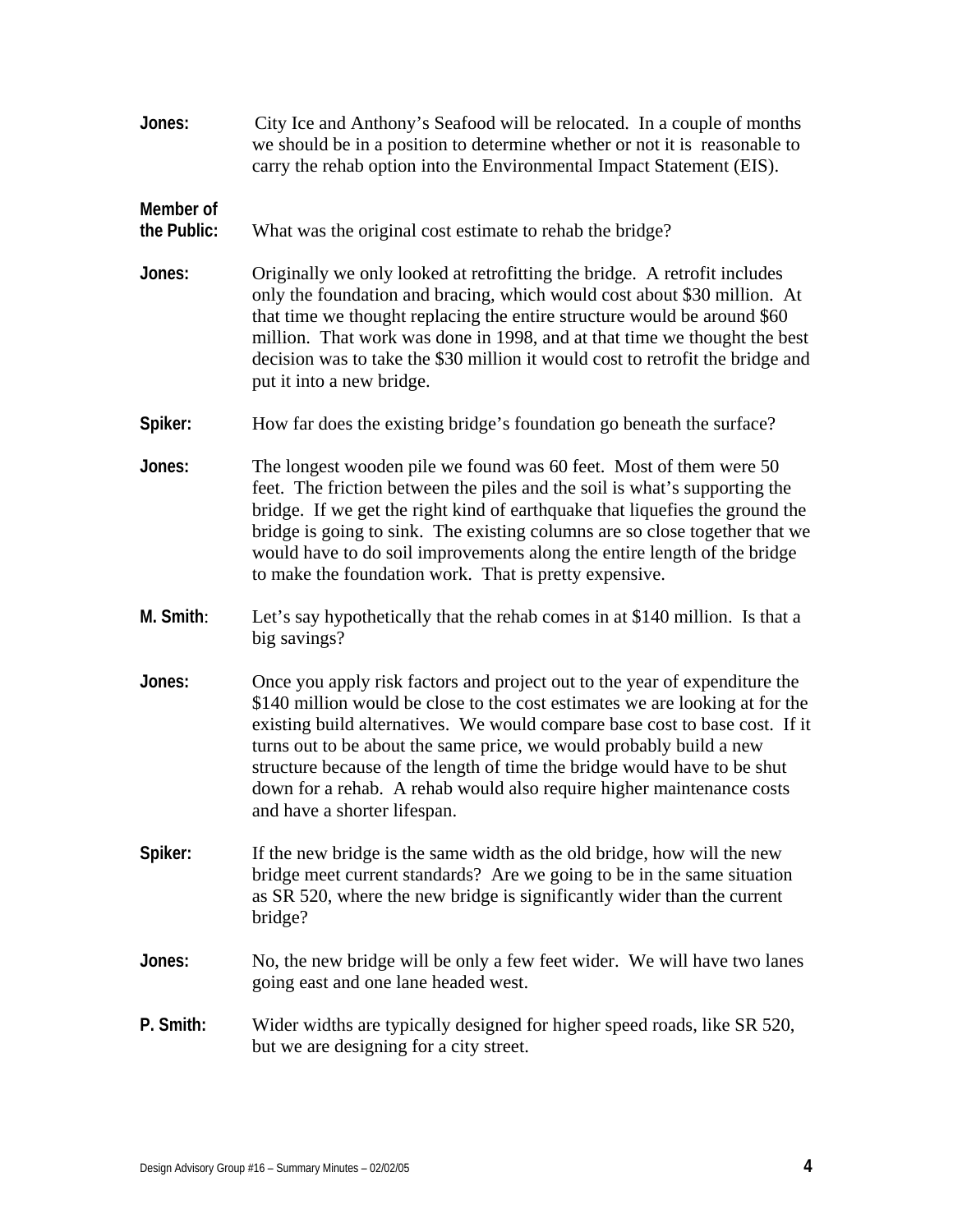**Jones:** City Ice and Anthony's Seafood will be relocated. In a couple of months we should be in a position to determine whether or not it is reasonable to carry the rehab option into the Environmental Impact Statement (EIS).

**Member of the Public:** What was the original cost estimate to rehab the bridge?

**Jones:** Originally we only looked at retrofitting the bridge. A retrofit includes only the foundation and bracing, which would cost about $30 million. At that time we thought replacing the entire structure would be around $60 million. That work was done in 1998, and at that time we thought the best decision was to take the $30 million it would cost to retrofit the bridge and put it into a new bridge.

**Spiker:** How far does the existing bridge's foundation go beneath the surface?

**Jones:** The longest wooden pile we found was 60 feet. Most of them were 50 feet. The friction between the piles and the soil is what's supporting the bridge. If we get the right kind of earthquake that liquefies the ground the bridge is going to sink. The existing columns are so close together that we would have to do soil improvements along the entire length of the bridge to make the foundation work. That is pretty expensive.

**M. Smith**: Let's say hypothetically that the rehab comes in at $140 million. Is that a big savings?

**Jones:** Once you apply risk factors and project out to the year of expenditure the $140 million would be close to the cost estimates we are looking at for the existing build alternatives. We would compare base cost to base cost. If it turns out to be about the same price, we would probably build a new structure because of the length of time the bridge would have to be shut down for a rehab. A rehab would also require higher maintenance costs and have a shorter lifespan.

**Spiker:** If the new bridge is the same width as the old bridge, how will the new bridge meet current standards? Are we going to be in the same situation as SR 520, where the new bridge is significantly wider than the current bridge?

**Jones:** No, the new bridge will be only a few feet wider. We will have two lanes going east and one lane headed west.

**P. Smith:** Wider widths are typically designed for higher speed roads, like SR 520, but we are designing for a city street.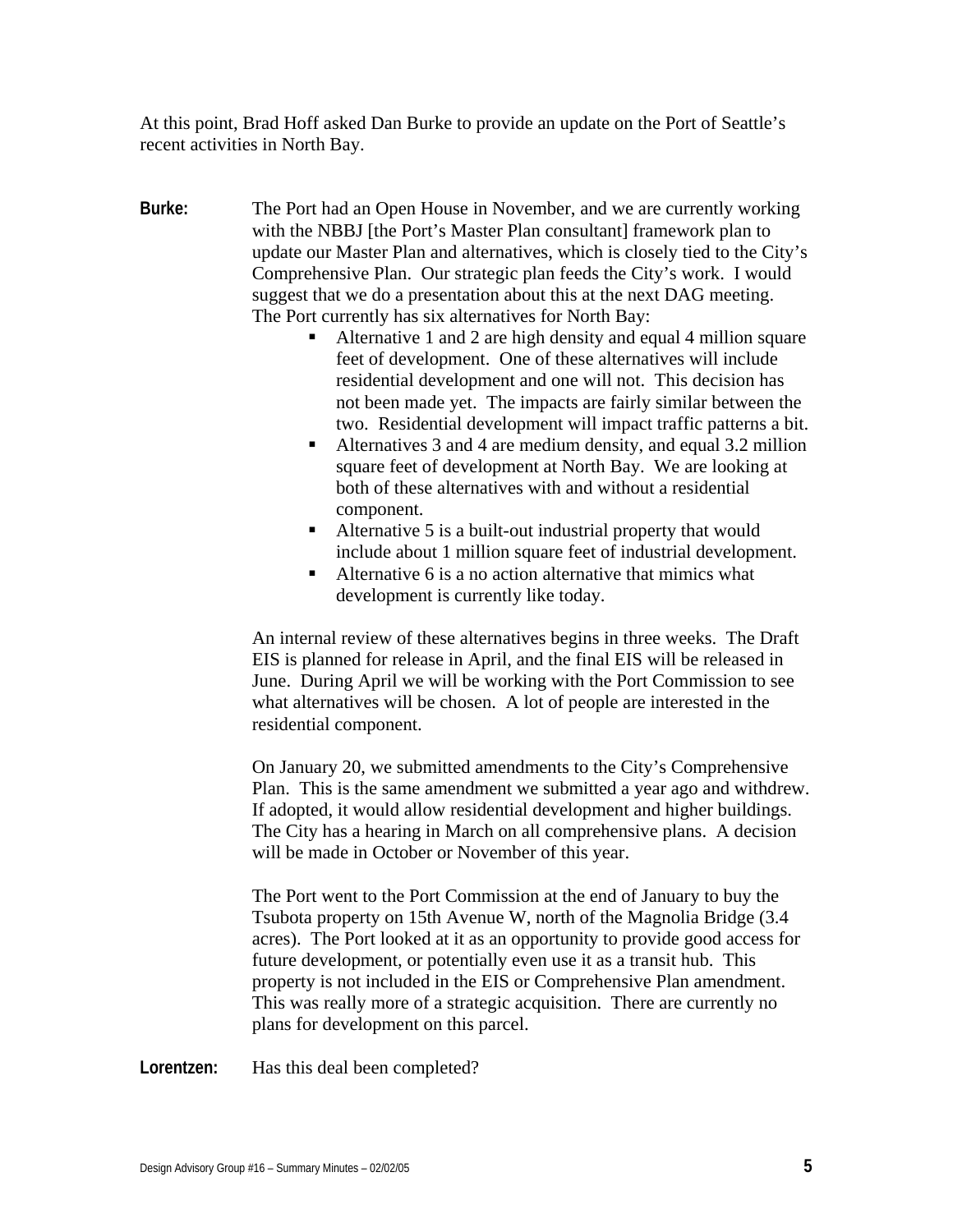At this point, Brad Hoff asked Dan Burke to provide an update on the Port of Seattle's recent activities in North Bay.

**Burke:** The Port had an Open House in November, and we are currently working with the NBBJ [the Port's Master Plan consultant] framework plan to update our Master Plan and alternatives, which is closely tied to the City's Comprehensive Plan. Our strategic plan feeds the City's work. I would suggest that we do a presentation about this at the next DAG meeting. The Port currently has six alternatives for North Bay:

- Alternative 1 and 2 are high density and equal 4 million square feet of development. One of these alternatives will include residential development and one will not. This decision has not been made yet. The impacts are fairly similar between the two. Residential development will impact traffic patterns a bit.
- Alternatives 3 and 4 are medium density, and equal 3.2 million square feet of development at North Bay. We are looking at both of these alternatives with and without a residential component.
- Alternative 5 is a built-out industrial property that would include about 1 million square feet of industrial development.
- Alternative 6 is a no action alternative that mimics what development is currently like today.

An internal review of these alternatives begins in three weeks. The Draft EIS is planned for release in April, and the final EIS will be released in June. During April we will be working with the Port Commission to see what alternatives will be chosen. A lot of people are interested in the residential component.

On January 20, we submitted amendments to the City's Comprehensive Plan. This is the same amendment we submitted a year ago and withdrew. If adopted, it would allow residential development and higher buildings. The City has a hearing in March on all comprehensive plans. A decision will be made in October or November of this year.

The Port went to the Port Commission at the end of January to buy the Tsubota property on 15th Avenue W, north of the Magnolia Bridge (3.4 acres). The Port looked at it as an opportunity to provide good access for future development, or potentially even use it as a transit hub. This property is not included in the EIS or Comprehensive Plan amendment. This was really more of a strategic acquisition. There are currently no plans for development on this parcel.

**Lorentzen:** Has this deal been completed?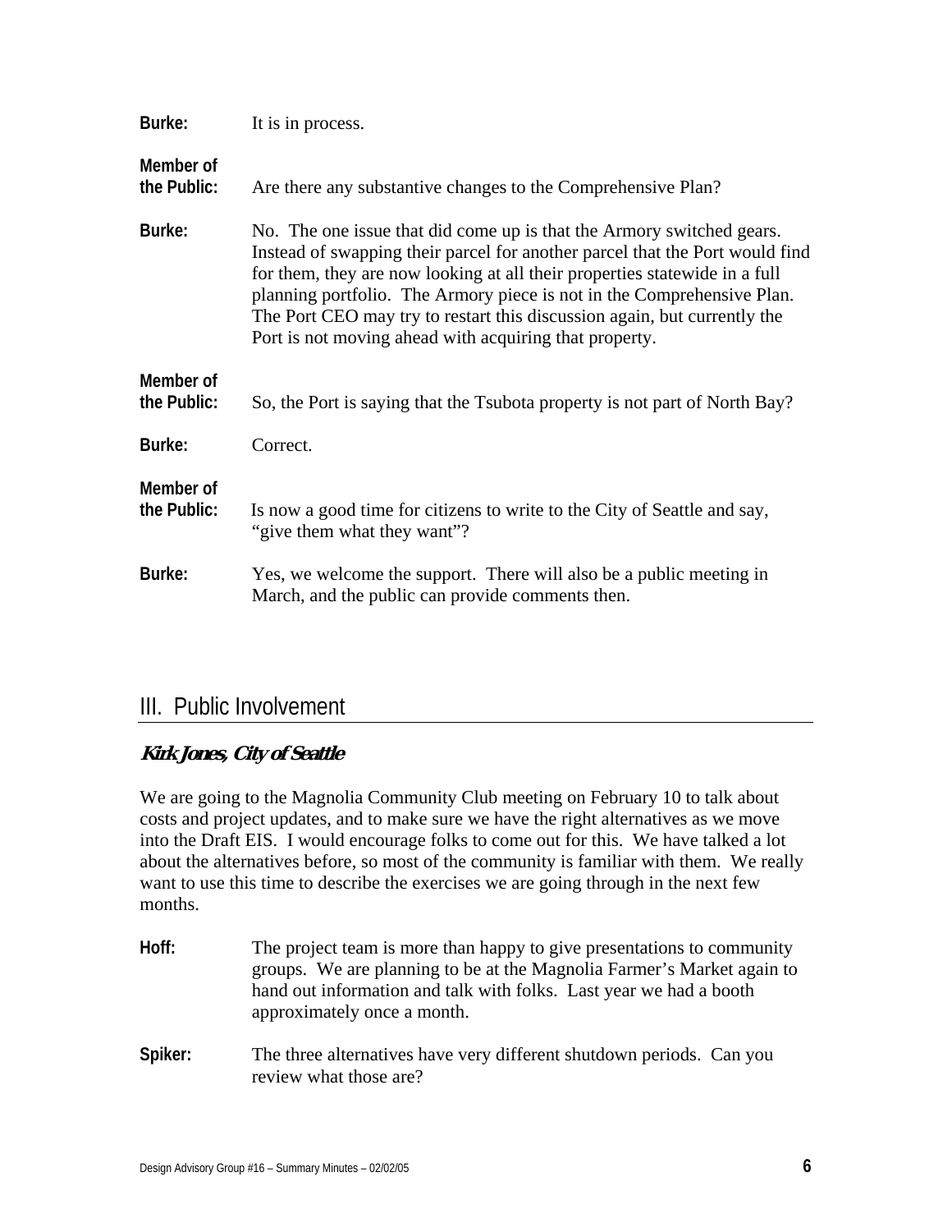**Burke:** It is in process.

**Member of the Public:** Are there any substantive changes to the Comprehensive Plan?

**Burke:** No. The one issue that did come up is that the Armory switched gears. Instead of swapping their parcel for another parcel that the Port would find for them, they are now looking at all their properties statewide in a full planning portfolio. The Armory piece is not in the Comprehensive Plan. The Port CEO may try to restart this discussion again, but currently the Port is not moving ahead with acquiring that property.

**Member of the Public:** So, the Port is saying that the Tsubota property is not part of North Bay?

**Burke:** Correct.

**Member of the Public:** Is now a good time for citizens to write to the City of Seattle and say, "give them what they want"?

**Burke:** Yes, we welcome the support. There will also be a public meeting in March, and the public can provide comments then.

## III. Public Involvement

### *Kirk Jones, City of Seattle*

We are going to the Magnolia Community Club meeting on February 10 to talk about costs and project updates, and to make sure we have the right alternatives as we move into the Draft EIS. I would encourage folks to come out for this. We have talked a lot about the alternatives before, so most of the community is familiar with them. We really want to use this time to describe the exercises we are going through in the next few months.

**Hoff:** The project team is more than happy to give presentations to community groups. We are planning to be at the Magnolia Farmer's Market again to hand out information and talk with folks. Last year we had a booth approximately once a month.

**Spiker:** The three alternatives have very different shutdown periods. Can you review what those are?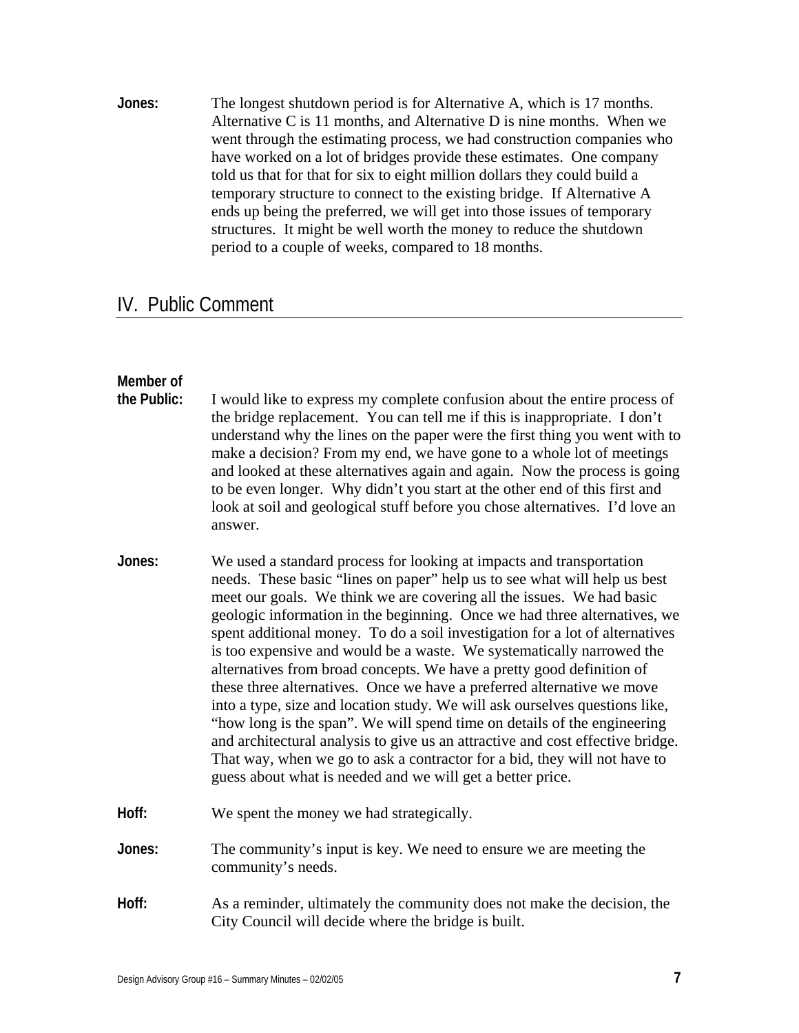**Jones:** The longest shutdown period is for Alternative A, which is 17 months. Alternative C is 11 months, and Alternative D is nine months. When we went through the estimating process, we had construction companies who have worked on a lot of bridges provide these estimates. One company told us that for that for six to eight million dollars they could build a temporary structure to connect to the existing bridge. If Alternative A ends up being the preferred, we will get into those issues of temporary structures. It might be well worth the money to reduce the shutdown period to a couple of weeks, compared to 18 months.

## IV. Public Comment

**Member of the Public:** I would like to express my complete confusion about the entire process of the bridge replacement. You can tell me if this is inappropriate. I don't understand why the lines on the paper were the first thing you went with to make a decision? From my end, we have gone to a whole lot of meetings and looked at these alternatives again and again. Now the process is going to be even longer. Why didn't you start at the other end of this first and look at soil and geological stuff before you chose alternatives. I'd love an answer.

**Jones:** We used a standard process for looking at impacts and transportation needs. These basic "lines on paper" help us to see what will help us best meet our goals. We think we are covering all the issues. We had basic geologic information in the beginning. Once we had three alternatives, we spent additional money. To do a soil investigation for a lot of alternatives is too expensive and would be a waste. We systematically narrowed the alternatives from broad concepts. We have a pretty good definition of these three alternatives. Once we have a preferred alternative we move into a type, size and location study. We will ask ourselves questions like, "how long is the span". We will spend time on details of the engineering and architectural analysis to give us an attractive and cost effective bridge. That way, when we go to ask a contractor for a bid, they will not have to guess about what is needed and we will get a better price.

**Hoff:** We spent the money we had strategically.

**Jones:** The community's input is key. We need to ensure we are meeting the community's needs.

**Hoff:** As a reminder, ultimately the community does not make the decision, the City Council will decide where the bridge is built.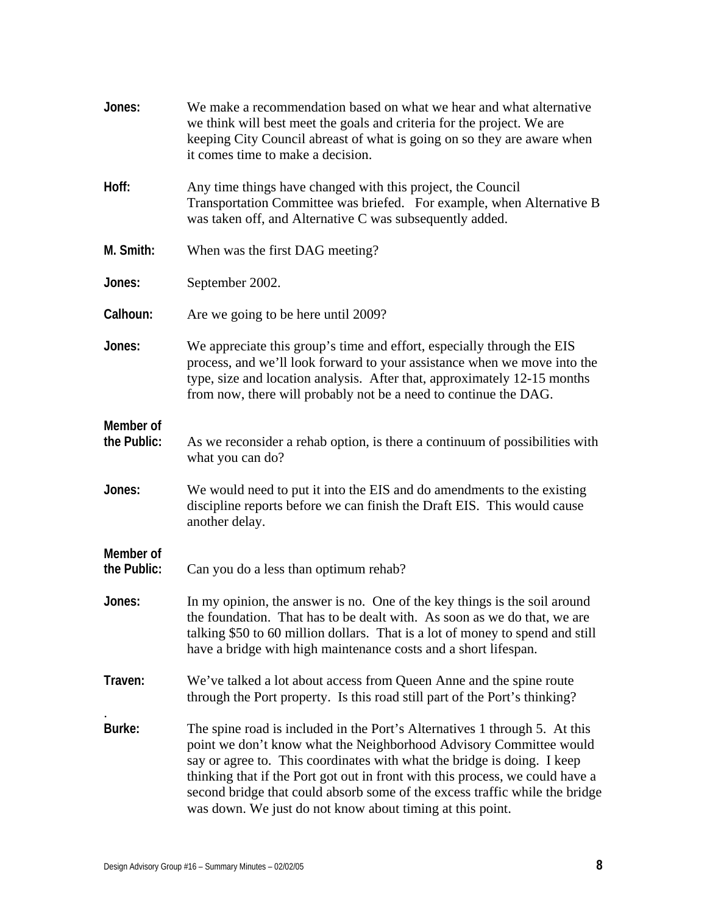**Jones:** We make a recommendation based on what we hear and what alternative we think will best meet the goals and criteria for the project. We are keeping City Council abreast of what is going on so they are aware when it comes time to make a decision.

**Hoff:** Any time things have changed with this project, the Council Transportation Committee was briefed. For example, when Alternative B was taken off, and Alternative C was subsequently added.

**M. Smith:** When was the first DAG meeting?

**Jones:** September 2002.

**Calhoun:** Are we going to be here until 2009?

**Jones:** We appreciate this group's time and effort, especially through the EIS process, and we'll look forward to your assistance when we move into the type, size and location analysis. After that, approximately 12-15 months from now, there will probably not be a need to continue the DAG.

**Member of the Public:** As we reconsider a rehab option, is there a continuum of possibilities with what you can do?

**Jones:** We would need to put it into the EIS and do amendments to the existing discipline reports before we can finish the Draft EIS. This would cause another delay.

**Member of the Public:** Can you do a less than optimum rehab?

**Jones:** In my opinion, the answer is no. One of the key things is the soil around the foundation. That has to be dealt with. As soon as we do that, we are talking $50 to 60 million dollars. That is a lot of money to spend and still have a bridge with high maintenance costs and a short lifespan.

**Traven:** We've talked a lot about access from Queen Anne and the spine route through the Port property. Is this road still part of the Port's thinking?

**Burke:** The spine road is included in the Port's Alternatives 1 through 5. At this point we don't know what the Neighborhood Advisory Committee would say or agree to. This coordinates with what the bridge is doing. I keep thinking that if the Port got out in front with this process, we could have a second bridge that could absorb some of the excess traffic while the bridge was down. We just do not know about timing at this point.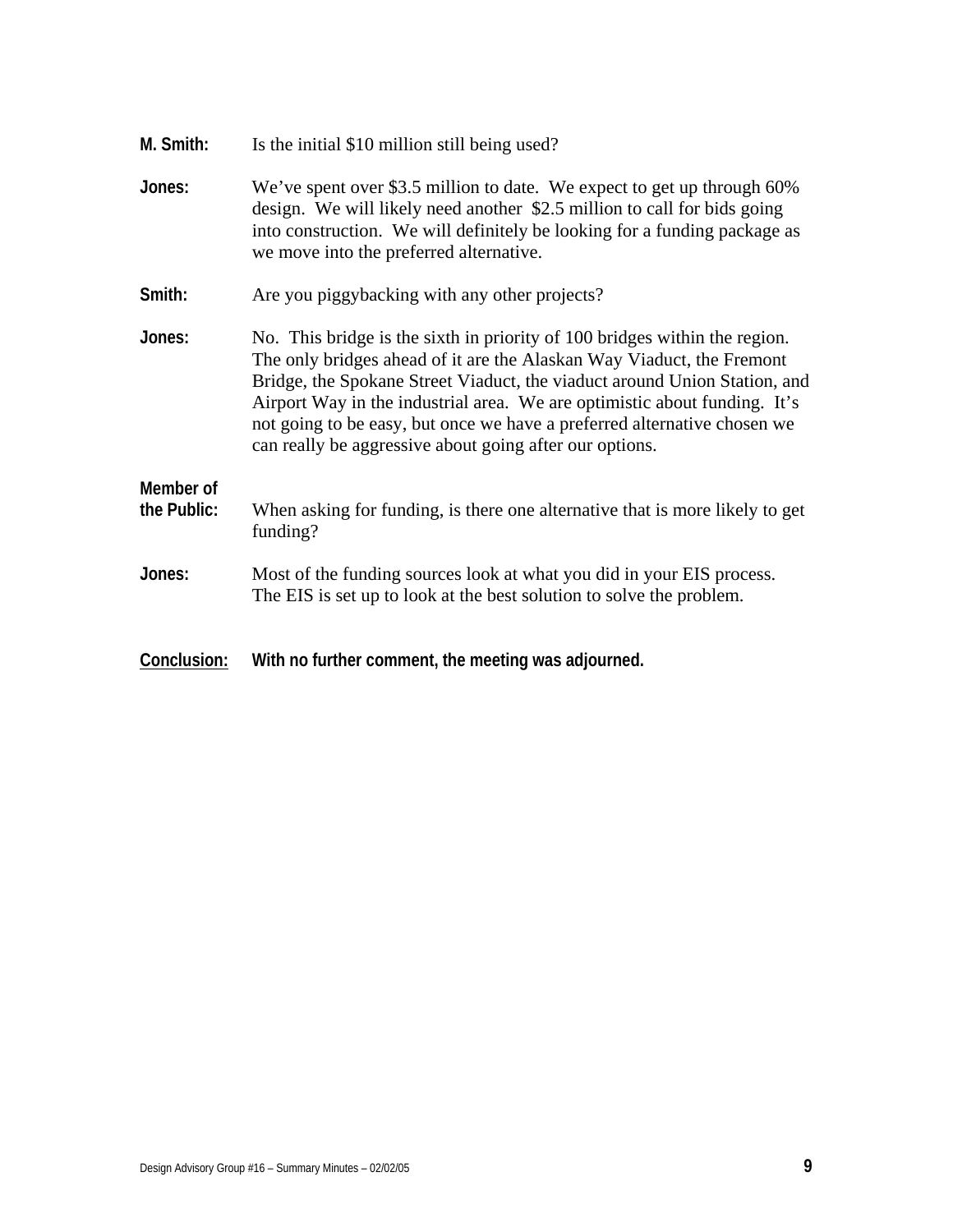**M. Smith:** Is the initial $10 million still being used?

**Jones:** We've spent over $3.5 million to date. We expect to get up through 60% design. We will likely need another $2.5 million to call for bids going into construction. We will definitely be looking for a funding package as we move into the preferred alternative.

**Smith:** Are you piggybacking with any other projects?

**Jones:** No. This bridge is the sixth in priority of 100 bridges within the region. The only bridges ahead of it are the Alaskan Way Viaduct, the Fremont Bridge, the Spokane Street Viaduct, the viaduct around Union Station, and Airport Way in the industrial area. We are optimistic about funding. It's not going to be easy, but once we have a preferred alternative chosen we can really be aggressive about going after our options.

**Member of the Public:** When asking for funding, is there one alternative that is more likely to get funding?

**Jones:** Most of the funding sources look at what you did in your EIS process. The EIS is set up to look at the best solution to solve the problem.

**Conclusion:** **With no further comment, the meeting was adjourned.**